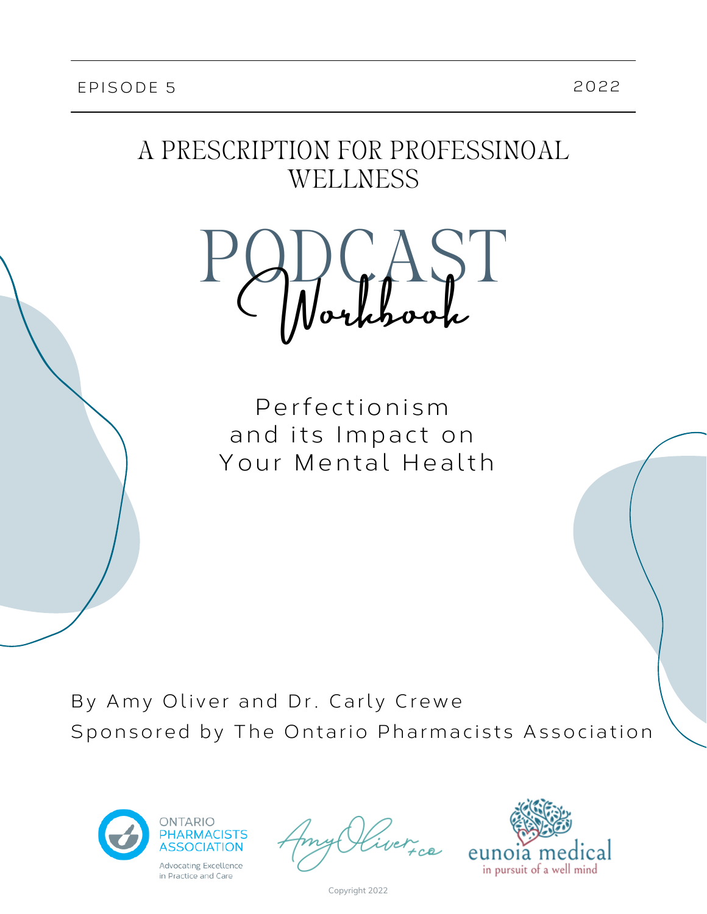EPISODE 5 2022

# A PRESCRIPTION FOR PROFESSINOAL WELLNESS

# PODCAST Workbook

## Perfectionism and its Impact on Your Mental Health

By Amy Oliver and Dr. Carly Crewe

Sponsored by The Ontario Pharmacists Association

ONTARIO PHARMACISTS ASSOCIATION
Advocating Excellence in Practice and Care

Amy Oliver + co

eunoia medical
in pursuit of a well mind

Copyright 2022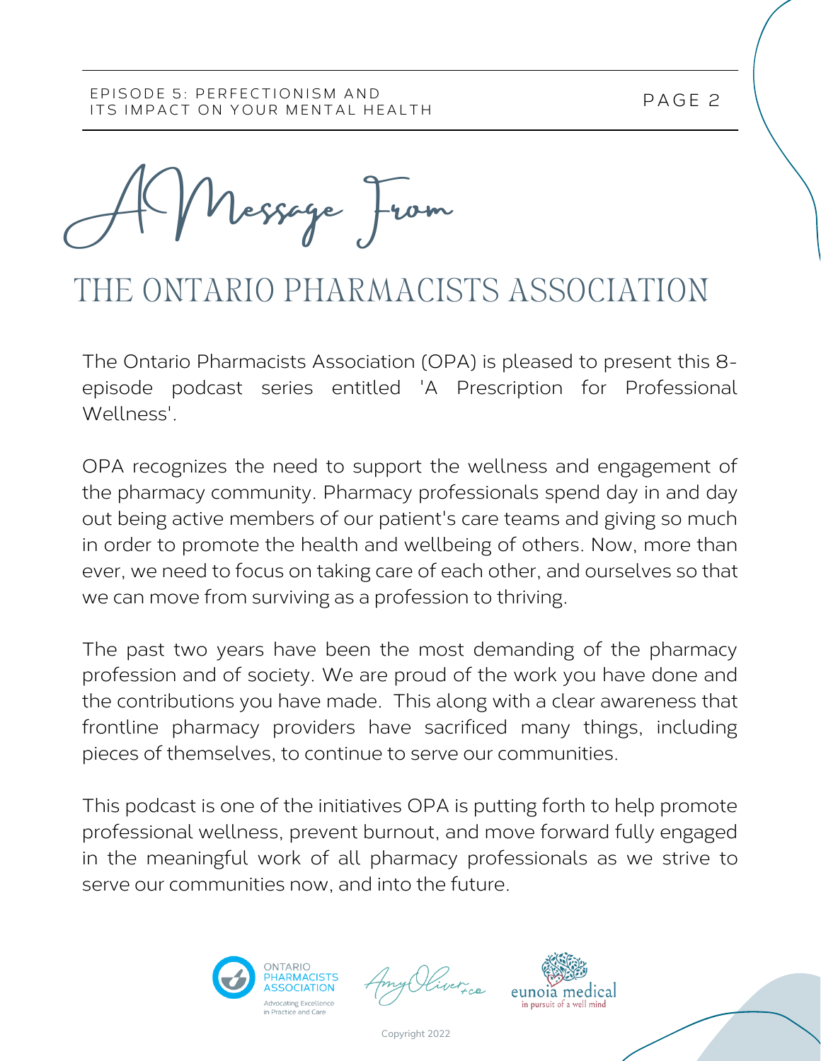# A Message From

## THE ONTARIO PHARMACISTS ASSOCIATION

The Ontario Pharmacists Association (OPA) is pleased to present this 8-episode podcast series entitled 'A Prescription for Professional Wellness'.

OPA recognizes the need to support the wellness and engagement of the pharmacy community. Pharmacy professionals spend day in and day out being active members of our patient's care teams and giving so much in order to promote the health and wellbeing of others. Now, more than ever, we need to focus on taking care of each other, and ourselves so that we can move from surviving as a profession to thriving.

The past two years have been the most demanding of the pharmacy profession and of society. We are proud of the work you have done and the contributions you have made. This along with a clear awareness that frontline pharmacy providers have sacrificed many things, including pieces of themselves, to continue to serve our communities.

This podcast is one of the initiatives OPA is putting forth to help promote professional wellness, prevent burnout, and move forward fully engaged in the meaningful work of all pharmacy professionals as we strive to serve our communities now, and into the future.

Copyright 2022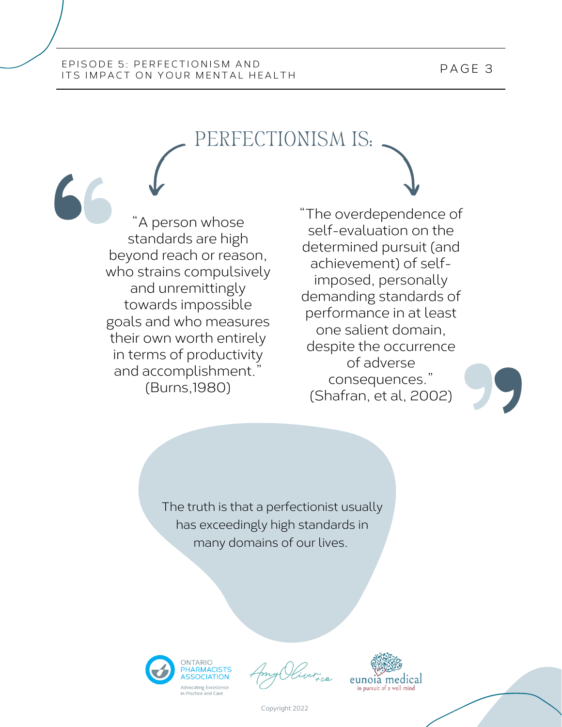# PERFECTIONISM IS:

"A person whose standards are high beyond reach or reason, who strains compulsively and unremittingly towards impossible goals and who measures their own worth entirely in terms of productivity and accomplishment." (Burns,1980)

"The overdependence of self-evaluation on the determined pursuit (and achievement) of self-imposed, personally demanding standards of performance in at least one salient domain, despite the occurrence of adverse consequences." (Shafran, et al, 2002)

The truth is that a perfectionist usually has exceedingly high standards in many domains of our lives.

ONTARIO PHARMACISTS ASSOCIATION
Advocating Excellence in Practice and Care

Amy Oliver +co

eunoia medical
in pursuit of a well mind

Copyright 2022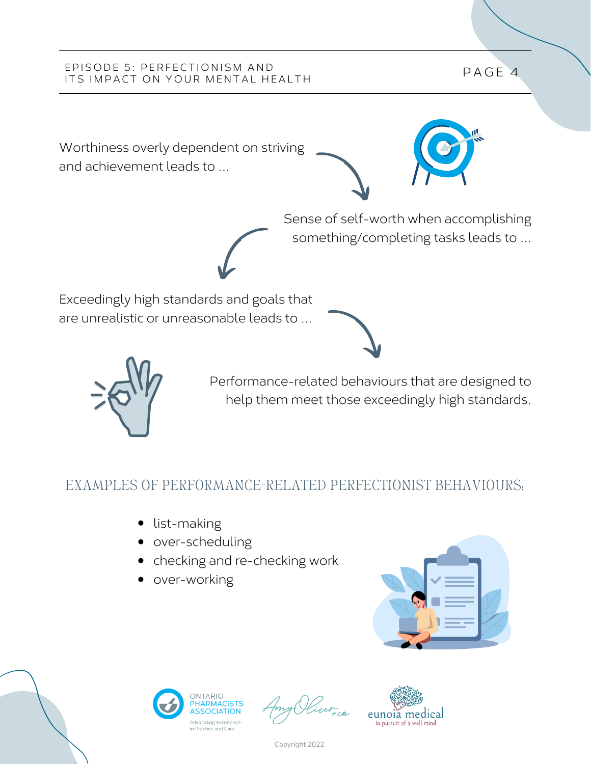Worthiness overly dependent on striving and achievement leads to ...

Sense of self-worth when accomplishing something/completing tasks leads to ...

Exceedingly high standards and goals that are unrealistic or unreasonable leads to ...

Performance-related behaviours that are designed to help them meet those exceedingly high standards.

## EXAMPLES OF PERFORMANCE-RELATED PERFECTIONIST BEHAVIOURS:

- list-making
- over-scheduling
- checking and re-checking work
- over-working

Copyright 2022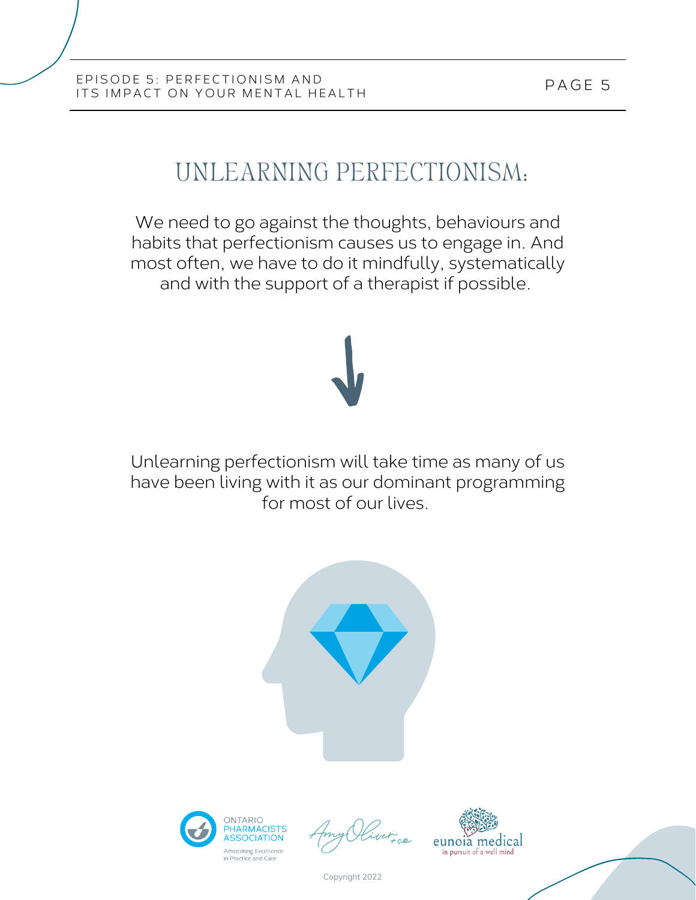# UNLEARNING PERFECTIONISM:

We need to go against the thoughts, behaviours and habits that perfectionism causes us to engage in. And most often, we have to do it mindfully, systematically and with the support of a therapist if possible.

Unlearning perfectionism will take time as many of us have been living with it as our dominant programming for most of our lives.

Copyright 2022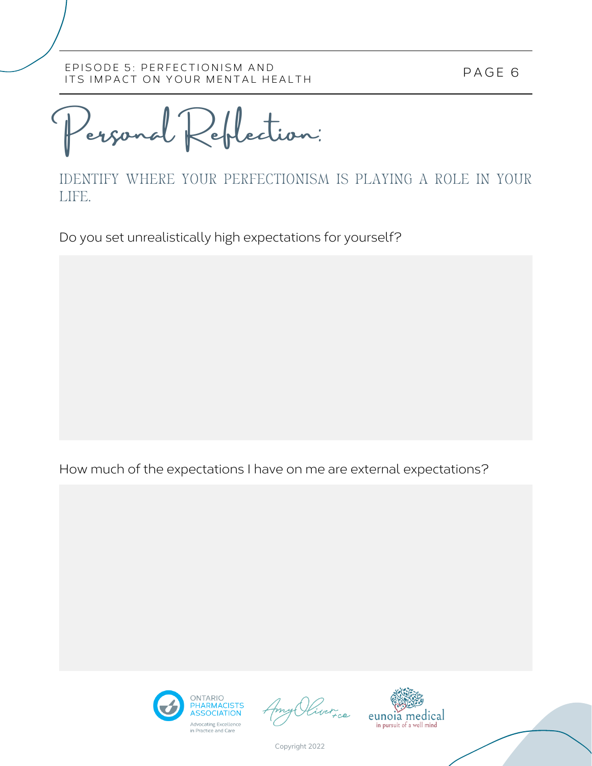# Personal Reflection:

IDENTIFY WHERE YOUR PERFECTIONISM IS PLAYING A ROLE IN YOUR LIFE.

Do you set unrealistically high expectations for yourself?

How much of the expectations I have on me are external expectations?

ONTARIO PHARMACISTS ASSOCIATION
Advocating Excellence in Practice and Care

Amy Oliver + co

eunoia medical
in pursuit of a well mind

Copyright 2022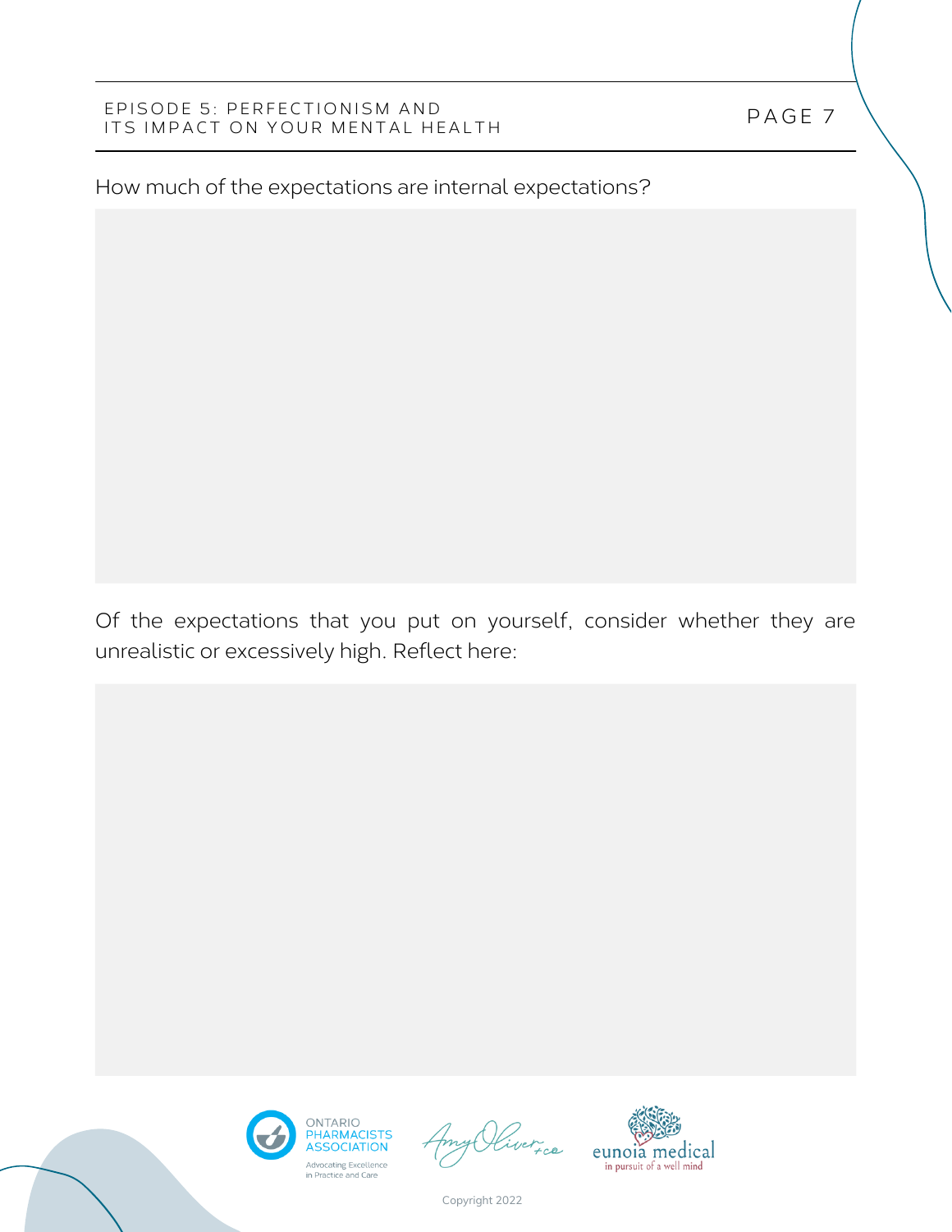How much of the expectations are internal expectations?

Of the expectations that you put on yourself, consider whether they are unrealistic or excessively high. Reflect here: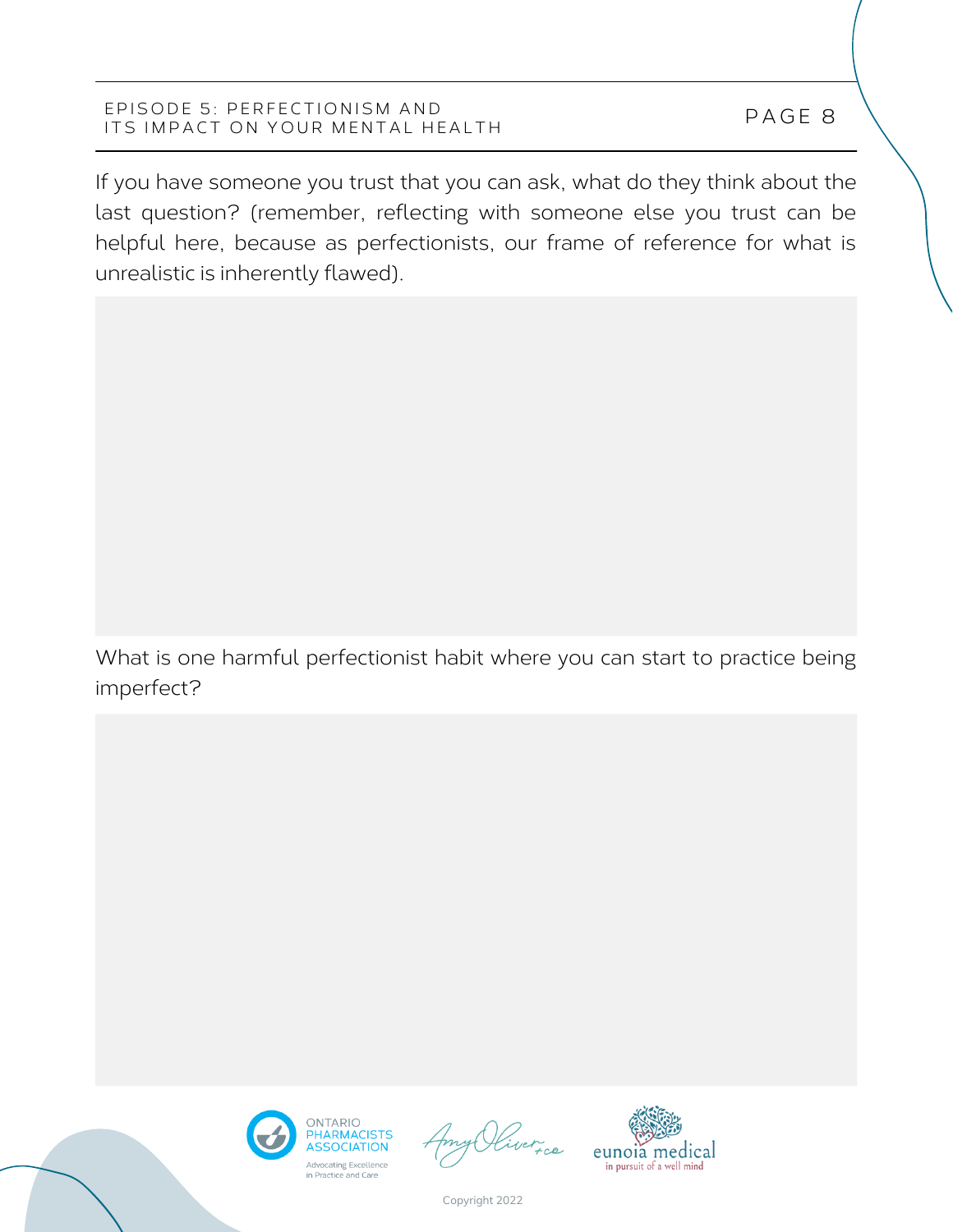If you have someone you trust that you can ask, what do they think about the last question? (remember, reflecting with someone else you trust can be helpful here, because as perfectionists, our frame of reference for what is unrealistic is inherently flawed).

What is one harmful perfectionist habit where you can start to practice being imperfect?

Copyright 2022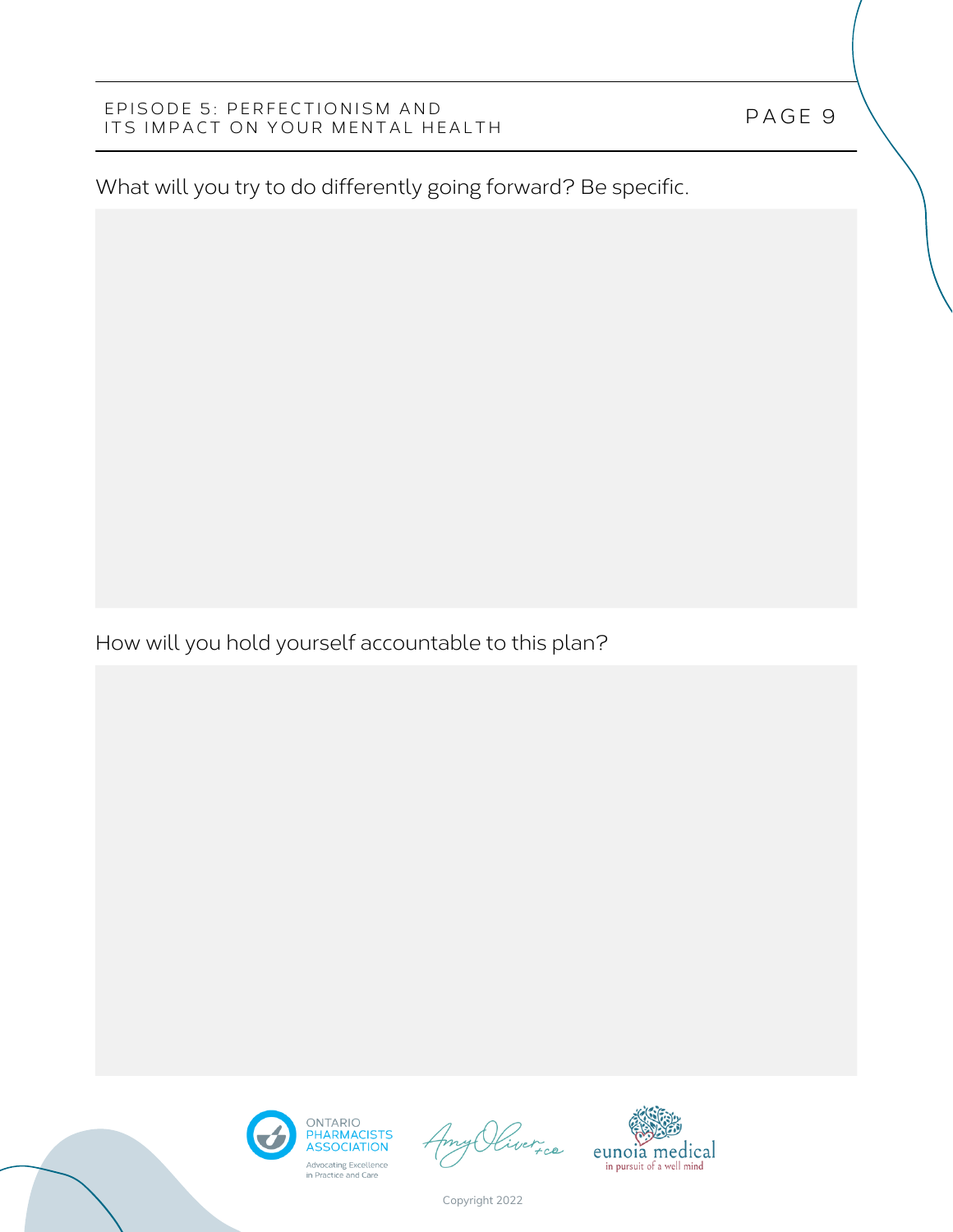What will you try to do differently going forward? Be specific.

How will you hold yourself accountable to this plan?

Copyright 2022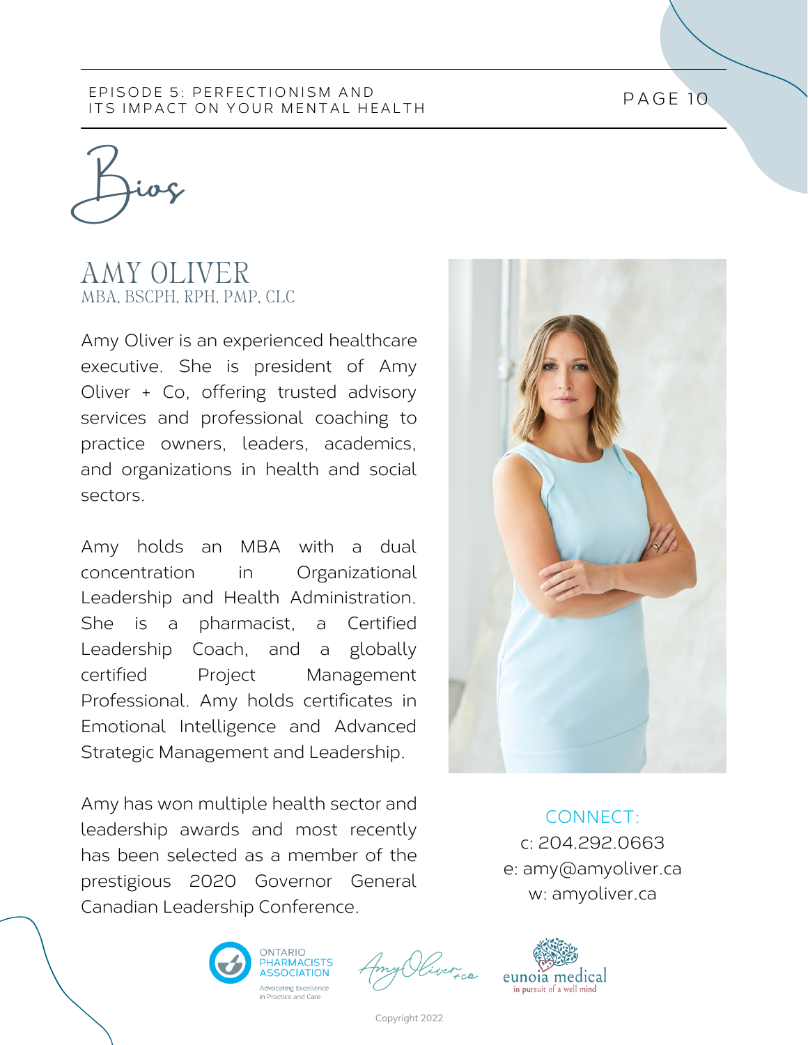# Bios

## AMY OLIVER
MBA, BSCPH, RPH, PMP, CLC

Amy Oliver is an experienced healthcare executive. She is president of Amy Oliver + Co, offering trusted advisory services and professional coaching to practice owners, leaders, academics, and organizations in health and social sectors.

Amy holds an MBA with a dual concentration in Organizational Leadership and Health Administration. She is a pharmacist, a Certified Leadership Coach, and a globally certified Project Management Professional. Amy holds certificates in Emotional Intelligence and Advanced Strategic Management and Leadership.

Amy has won multiple health sector and leadership awards and most recently has been selected as a member of the prestigious 2020 Governor General Canadian Leadership Conference.

CONNECT:
c: 204.292.0663
e: amy@amyoliver.ca
w: amyoliver.ca

Copyright 2022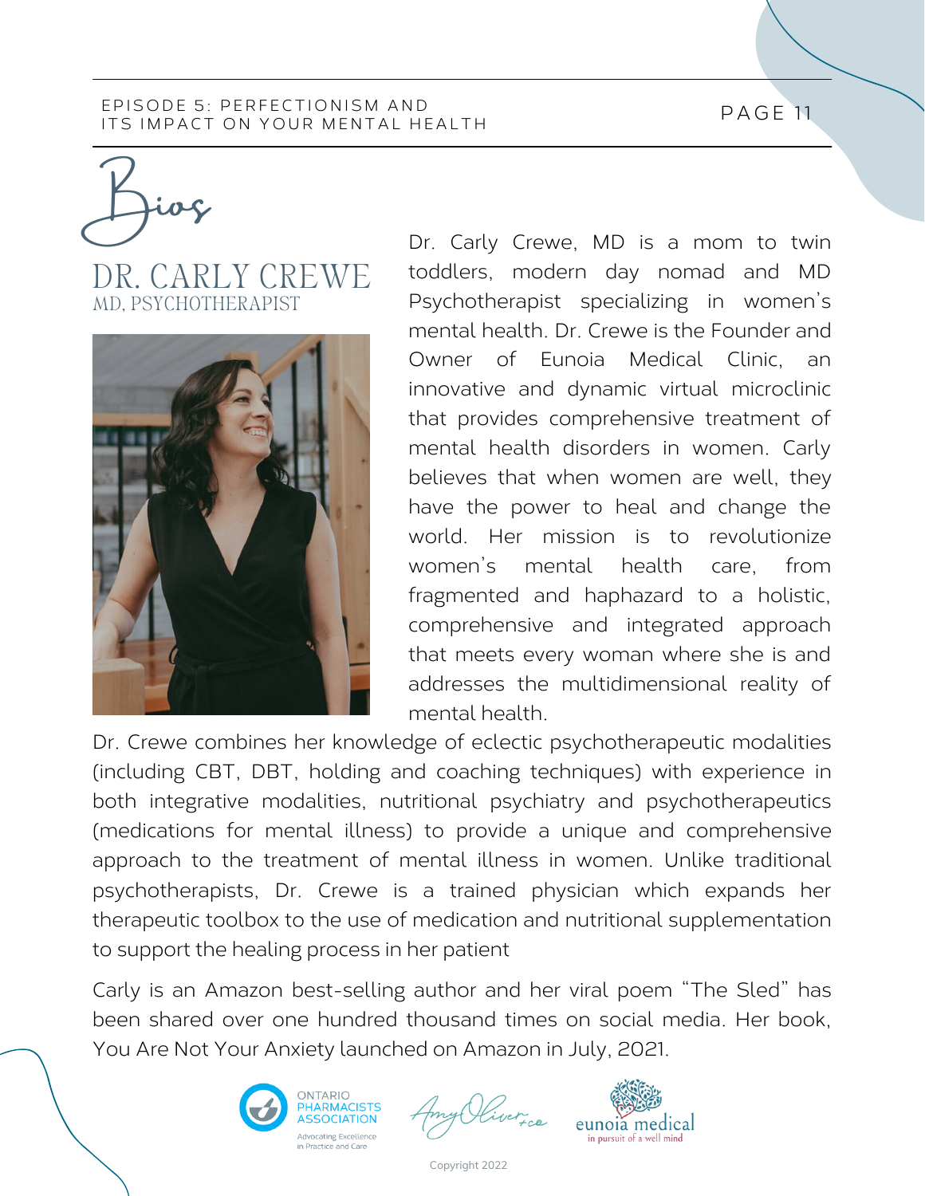# Bios

## DR. CARLY CREWE

MD, PSYCHOTHERAPIST

Dr. Carly Crewe, MD is a mom to twin toddlers, modern day nomad and MD Psychotherapist specializing in women's mental health. Dr. Crewe is the Founder and Owner of Eunoia Medical Clinic, an innovative and dynamic virtual microclinic that provides comprehensive treatment of mental health disorders in women. Carly believes that when women are well, they have the power to heal and change the world. Her mission is to revolutionize women's mental health care, from fragmented and haphazard to a holistic, comprehensive and integrated approach that meets every woman where she is and addresses the multidimensional reality of mental health.

Dr. Crewe combines her knowledge of eclectic psychotherapeutic modalities (including CBT, DBT, holding and coaching techniques) with experience in both integrative modalities, nutritional psychiatry and psychotherapeutics (medications for mental illness) to provide a unique and comprehensive approach to the treatment of mental illness in women. Unlike traditional psychotherapists, Dr. Crewe is a trained physician which expands her therapeutic toolbox to the use of medication and nutritional supplementation to support the healing process in her patient

Carly is an Amazon best-selling author and her viral poem "The Sled" has been shared over one hundred thousand times on social media. Her book, You Are Not Your Anxiety launched on Amazon in July, 2021.

Ontario Pharmacists Association — Advocating Excellence in Practice and Care

Amy Oliver + co

eunoia medical — in pursuit of a well mind

Copyright 2022